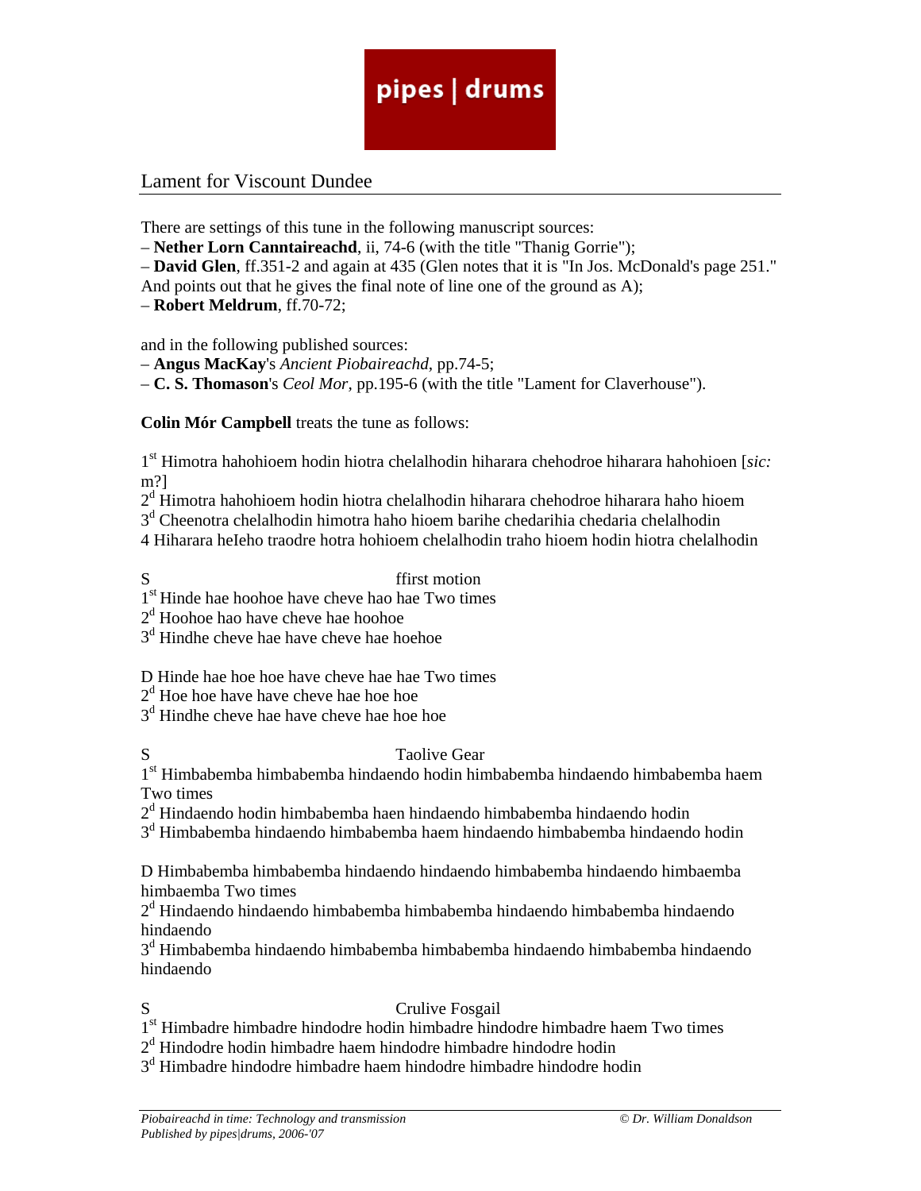pipes | drums

# Lament for Viscount Dundee

There are settings of this tune in the following manuscript sources:
– **Nether Lorn Canntaireachd**, ii, 74-6 (with the title "Thanig Gorrie");
– **David Glen**, ff.351-2 and again at 435 (Glen notes that it is "In Jos. McDonald's page 251." And points out that he gives the final note of line one of the ground as A);
– **Robert Meldrum**, ff.70-72;

and in the following published sources:
– **Angus MacKay**'s *Ancient Piobaireachd*, pp.74-5;
– **C. S. Thomason**'s *Ceol Mor*, pp.195-6 (with the title "Lament for Claverhouse").

**Colin Mór Campbell** treats the tune as follows:

1st Himotra hahohioem hodin hiotra chelalhodin hiharara chehodroe hiharara hahohioen [*sic:* m?]
2d Himotra hahohioem hodin hiotra chelalhodin hiharara chehodroe hiharara haho hioem
3d Cheenotra chelalhodin himotra haho hioem barihe chedarihia chedaria chelalhodin
4 Hiharara heIeho traodre hotra hohioem chelalhodin traho hioem hodin hiotra chelalhodin

S ffirst motion
1st Hinde hae hoohoe have cheve hao hae Two times
2d Hoohoe hao have cheve hae hoohoe
3d Hindhe cheve hae have cheve hae hoehoe

D Hinde hae hoe hoe have cheve hae hae Two times
2d Hoe hoe have have cheve hae hoe hoe
3d Hindhe cheve hae have cheve hae hoe hoe

S Taolive Gear
1st Himbabemba himbabemba hindaendo hodin himbabemba hindaendo himbabemba haem Two times
2d Hindaendo hodin himbabemba haen hindaendo himbabemba hindaendo hodin
3d Himbabemba hindaendo himbabemba haem hindaendo himbabemba hindaendo hodin

D Himbabemba himbabemba hindaendo hindaendo himbabemba hindaendo himbaemba himbaemba Two times
2d Hindaendo hindaendo himbabemba himbabemba hindaendo himbabemba hindaendo hindaendo
3d Himbabemba hindaendo himbabemba himbabemba hindaendo himbabemba hindaendo hindaendo

S Crulive Fosgail
1st Himbadre himbadre hindodre hodin himbadre hindodre himbadre haem Two times
2d Hindodre hodin himbadre haem hindodre himbadre hindodre hodin
3d Himbadre hindodre himbadre haem hindodre himbadre hindodre hodin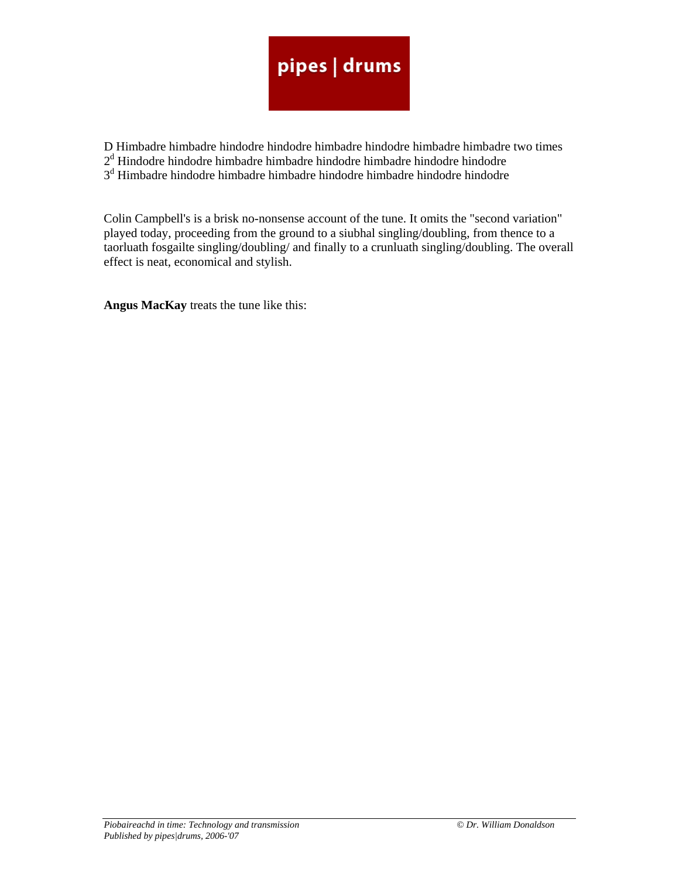D Himbadre himbadre hindodre hindodre himbadre hindodre himbadre himbadre two times
2[d] Hindodre hindodre himbadre himbadre hindodre himbadre hindodre hindodre
3[d] Himbadre hindodre himbadre himbadre hindodre himbadre hindodre hindodre

Colin Campbell's is a brisk no-nonsense account of the tune. It omits the "second variation" played today, proceeding from the ground to a siubhal singling/doubling, from thence to a taorluath fosgailte singling/doubling/ and finally to a crunluath singling/doubling. The overall effect is neat, economical and stylish.

**Angus MacKay** treats the tune like this: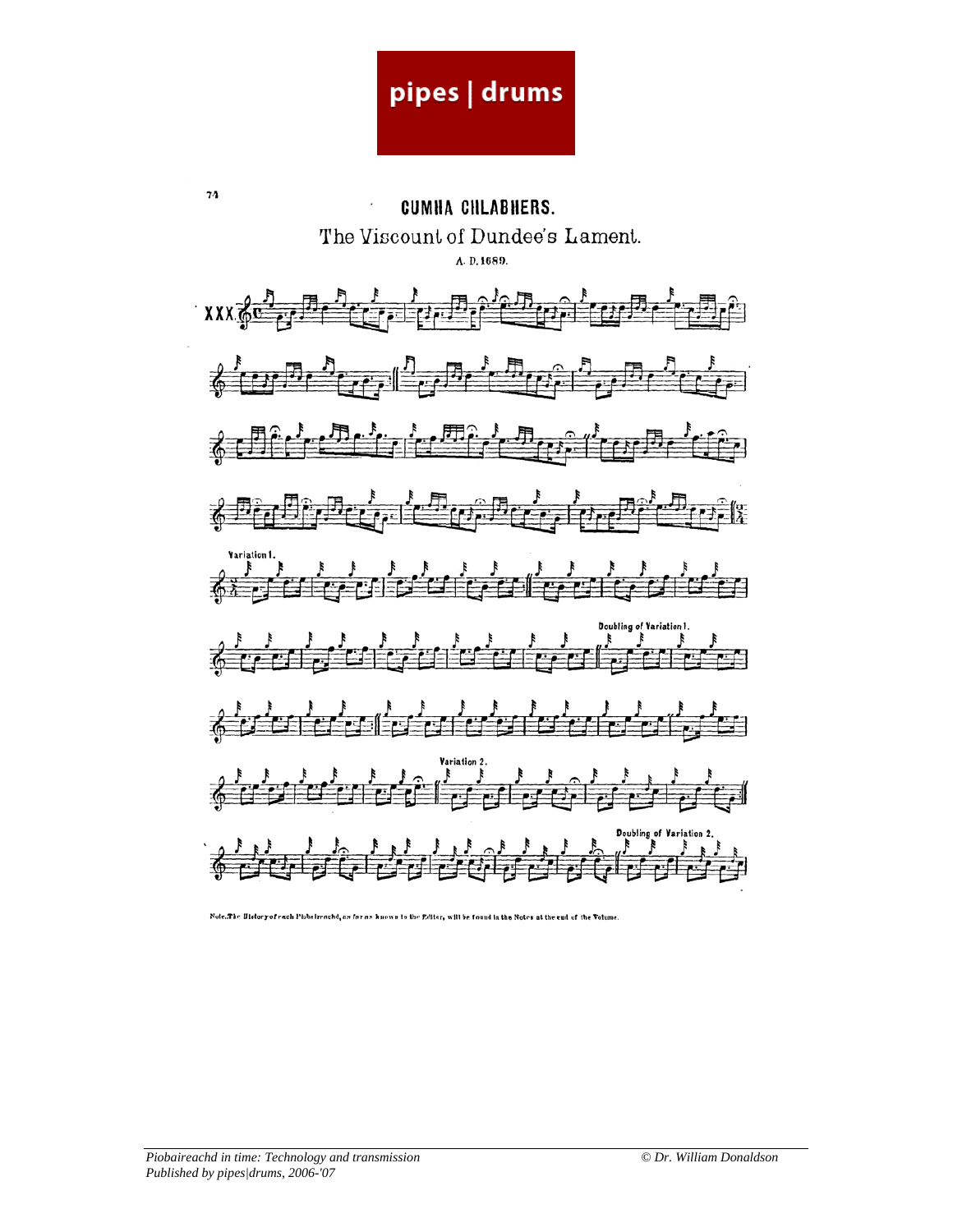# CUMHA CHLABHERS.

## The Viscount of Dundee's Lament.

A. D. 1689.

XXX

Variation 1.

Doubling of Variation 1.

Variation 2.

Doubling of Variation 2.

Note. The History of each Piobaireachd, as far as known to the Editor, will be found in the Notes at the end of the Volume.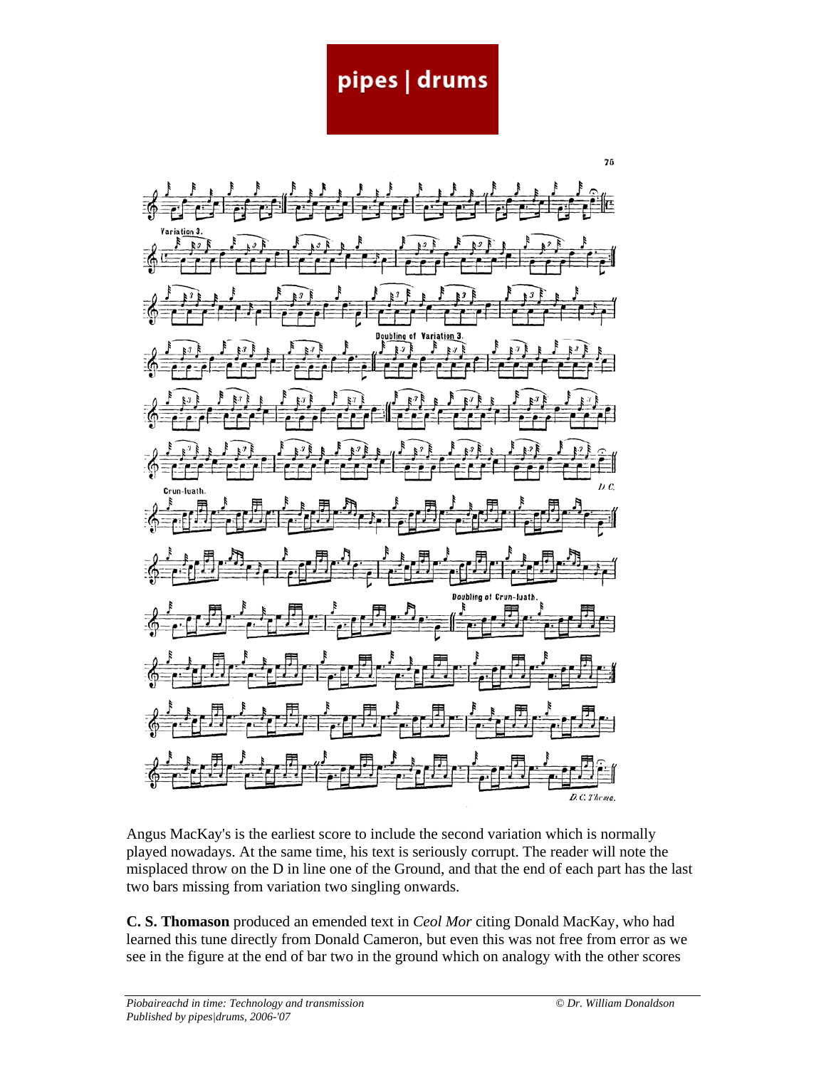Angus MacKay's is the earliest score to include the second variation which is normally played nowadays. At the same time, his text is seriously corrupt. The reader will note the misplaced throw on the D in line one of the Ground, and that the end of each part has the last two bars missing from variation two singling onwards.

**C. S. Thomason** produced an emended text in *Ceol Mor* citing Donald MacKay, who had learned this tune directly from Donald Cameron, but even this was not free from error as we see in the figure at the end of bar two in the ground which on analogy with the other scores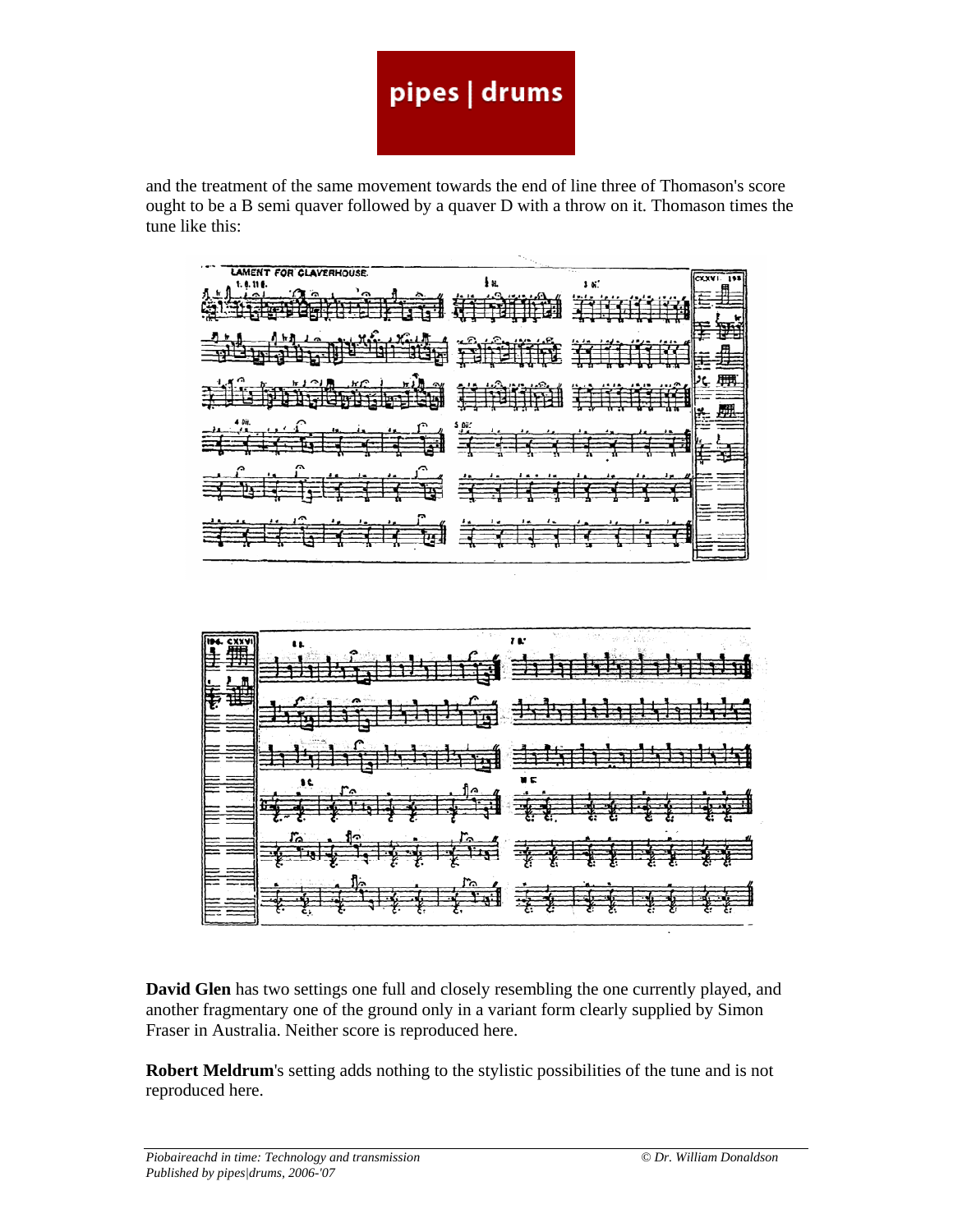and the treatment of the same movement towards the end of line three of Thomason's score ought to be a B semi quaver followed by a quaver D with a throw on it. Thomason times the tune like this:

**David Glen** has two settings one full and closely resembling the one currently played, and another fragmentary one of the ground only in a variant form clearly supplied by Simon Fraser in Australia. Neither score is reproduced here.

**Robert Meldrum**'s setting adds nothing to the stylistic possibilities of the tune and is not reproduced here.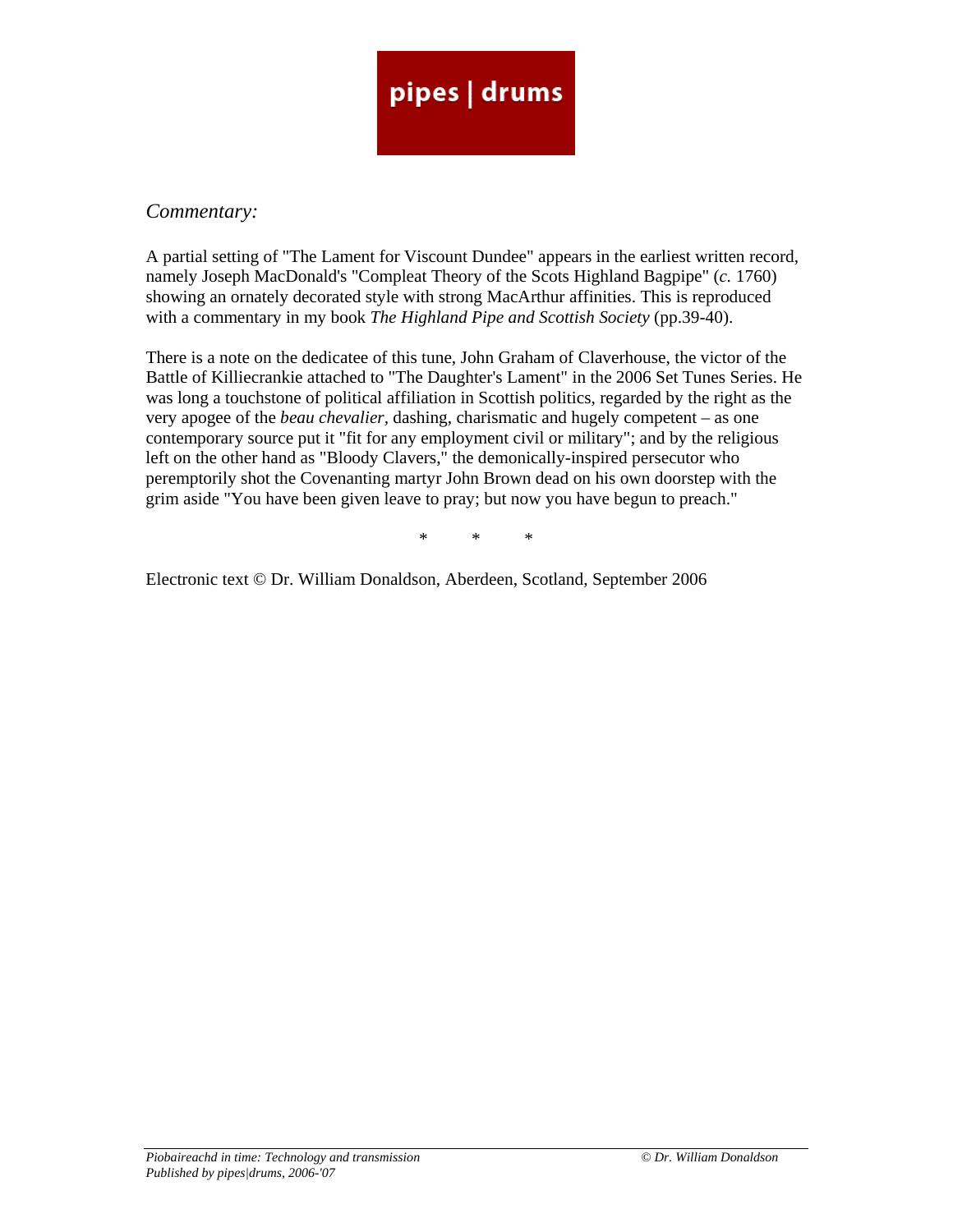*Commentary:*

A partial setting of "The Lament for Viscount Dundee" appears in the earliest written record, namely Joseph MacDonald's "Compleat Theory of the Scots Highland Bagpipe" (*c.* 1760) showing an ornately decorated style with strong MacArthur affinities. This is reproduced with a commentary in my book *The Highland Pipe and Scottish Society* (pp.39-40).

There is a note on the dedicatee of this tune, John Graham of Claverhouse, the victor of the Battle of Killiecrankie attached to "The Daughter's Lament" in the 2006 Set Tunes Series. He was long a touchstone of political affiliation in Scottish politics, regarded by the right as the very apogee of the *beau chevalier*, dashing, charismatic and hugely competent – as one contemporary source put it "fit for any employment civil or military"; and by the religious left on the other hand as "Bloody Clavers," the demonically-inspired persecutor who peremptorily shot the Covenanting martyr John Brown dead on his own doorstep with the grim aside "You have been given leave to pray; but now you have begun to preach."

\*     \*     \*

Electronic text © Dr. William Donaldson, Aberdeen, Scotland, September 2006